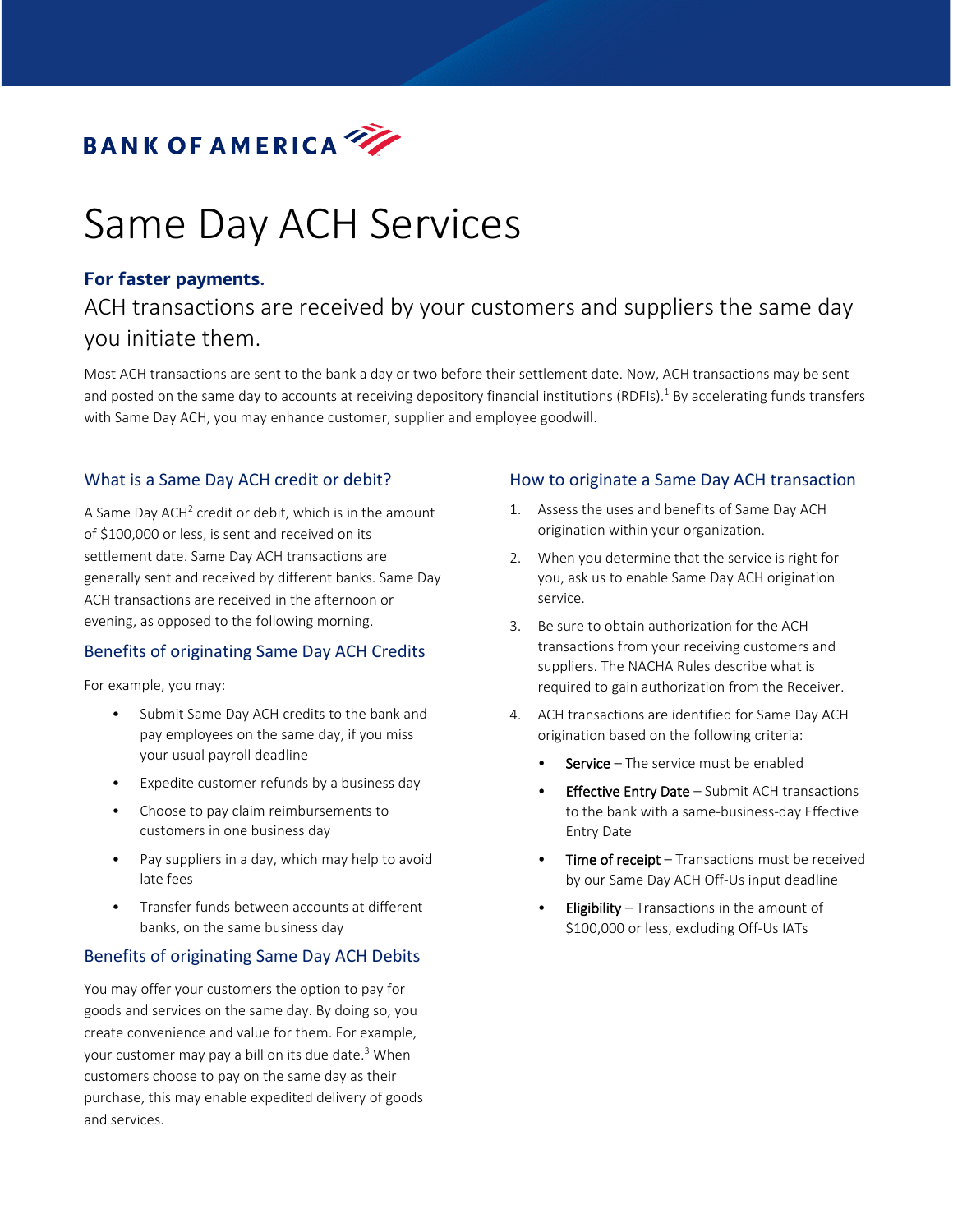BANK OF AMERICA

# Same Day ACH Services

**For faster payments.**

## ACH transactions are received by your customers and suppliers the same day you initiate them.

Most ACH transactions are sent to the bank a day or two before their settlement date. Now, ACH transactions may be sent and posted on the same day to accounts at receiving depository financial institutions (RDFIs).[1] By accelerating funds transfers with Same Day ACH, you may enhance customer, supplier and employee goodwill.

### What is a Same Day ACH credit or debit?

A Same Day ACH[2] credit or debit, which is in the amount of $100,000 or less, is sent and received on its settlement date. Same Day ACH transactions are generally sent and received by different banks. Same Day ACH transactions are received in the afternoon or evening, as opposed to the following morning.

### Benefits of originating Same Day ACH Credits

For example, you may:

- Submit Same Day ACH credits to the bank and pay employees on the same day, if you miss your usual payroll deadline
- Expedite customer refunds by a business day
- Choose to pay claim reimbursements to customers in one business day
- Pay suppliers in a day, which may help to avoid late fees
- Transfer funds between accounts at different banks, on the same business day

### Benefits of originating Same Day ACH Debits

You may offer your customers the option to pay for goods and services on the same day. By doing so, you create convenience and value for them. For example, your customer may pay a bill on its due date.[3] When customers choose to pay on the same day as their purchase, this may enable expedited delivery of goods and services.

### How to originate a Same Day ACH transaction

1. Assess the uses and benefits of Same Day ACH origination within your organization.
2. When you determine that the service is right for you, ask us to enable Same Day ACH origination service.
3. Be sure to obtain authorization for the ACH transactions from your receiving customers and suppliers. The NACHA Rules describe what is required to gain authorization from the Receiver.
4. ACH transactions are identified for Same Day ACH origination based on the following criteria:
   - Service – The service must be enabled
   - Effective Entry Date – Submit ACH transactions to the bank with a same-business-day Effective Entry Date
   - Time of receipt – Transactions must be received by our Same Day ACH Off-Us input deadline
   - Eligibility – Transactions in the amount of $100,000 or less, excluding Off-Us IATs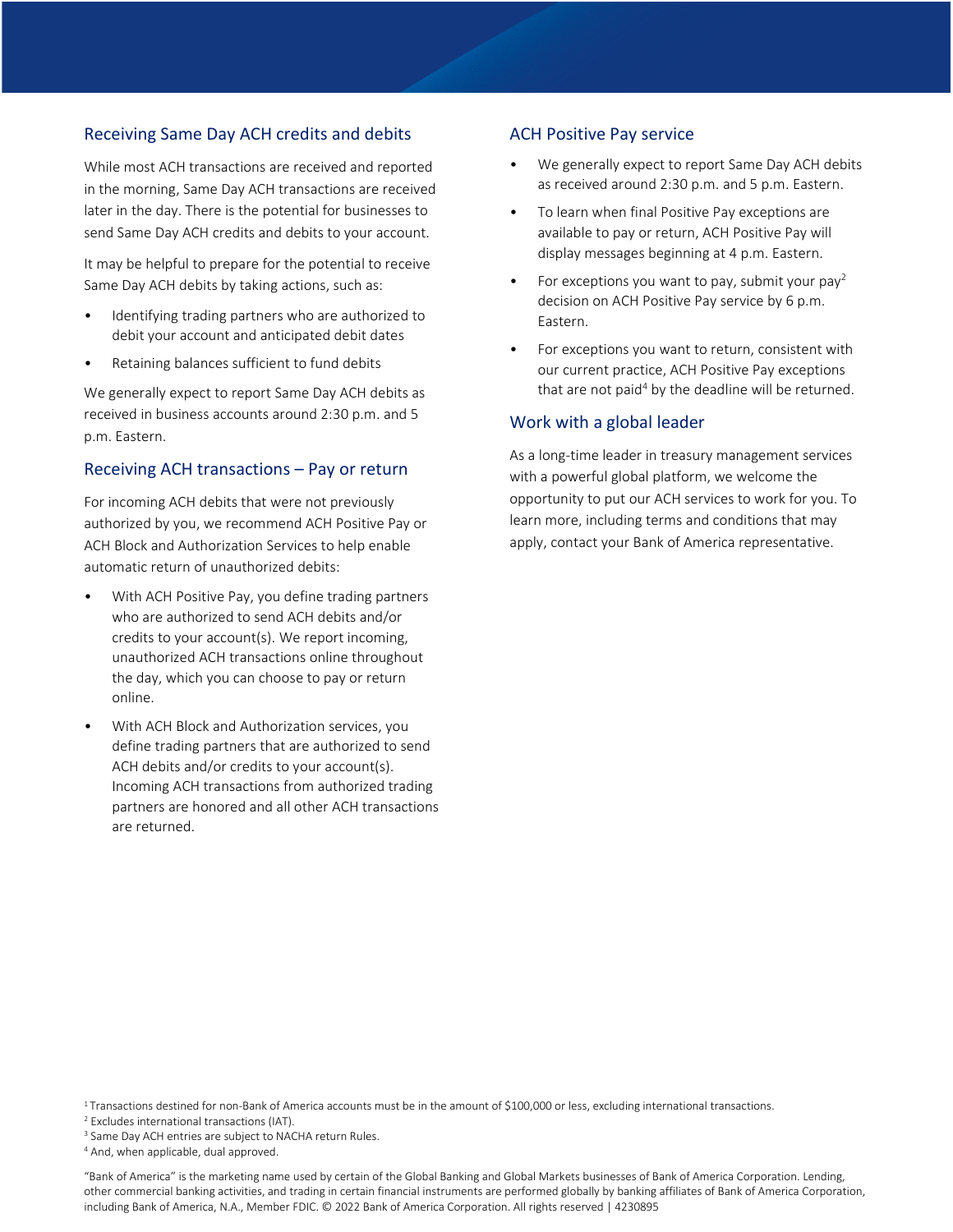## Receiving Same Day ACH credits and debits

While most ACH transactions are received and reported in the morning, Same Day ACH transactions are received later in the day. There is the potential for businesses to send Same Day ACH credits and debits to your account.

It may be helpful to prepare for the potential to receive Same Day ACH debits by taking actions, such as:

- Identifying trading partners who are authorized to debit your account and anticipated debit dates
- Retaining balances sufficient to fund debits

We generally expect to report Same Day ACH debits as received in business accounts around 2:30 p.m. and 5 p.m. Eastern.

## Receiving ACH transactions – Pay or return

For incoming ACH debits that were not previously authorized by you, we recommend ACH Positive Pay or ACH Block and Authorization Services to help enable automatic return of unauthorized debits:

- With ACH Positive Pay, you define trading partners who are authorized to send ACH debits and/or credits to your account(s). We report incoming, unauthorized ACH transactions online throughout the day, which you can choose to pay or return online.
- With ACH Block and Authorization services, you define trading partners that are authorized to send ACH debits and/or credits to your account(s). Incoming ACH transactions from authorized trading partners are honored and all other ACH transactions are returned.

## ACH Positive Pay service

- We generally expect to report Same Day ACH debits as received around 2:30 p.m. and 5 p.m. Eastern.
- To learn when final Positive Pay exceptions are available to pay or return, ACH Positive Pay will display messages beginning at 4 p.m. Eastern.
- For exceptions you want to pay, submit your pay[2] decision on ACH Positive Pay service by 6 p.m. Eastern.
- For exceptions you want to return, consistent with our current practice, ACH Positive Pay exceptions that are not paid[4] by the deadline will be returned.

## Work with a global leader

As a long-time leader in treasury management services with a powerful global platform, we welcome the opportunity to put our ACH services to work for you. To learn more, including terms and conditions that may apply, contact your Bank of America representative.

[1] Transactions destined for non-Bank of America accounts must be in the amount of $100,000 or less, excluding international transactions.

[2] Excludes international transactions (IAT).

[3] Same Day ACH entries are subject to NACHA return Rules.

[4] And, when applicable, dual approved.

"Bank of America" is the marketing name used by certain of the Global Banking and Global Markets businesses of Bank of America Corporation. Lending, other commercial banking activities, and trading in certain financial instruments are performed globally by banking affiliates of Bank of America Corporation, including Bank of America, N.A., Member FDIC. © 2022 Bank of America Corporation. All rights reserved | 4230895